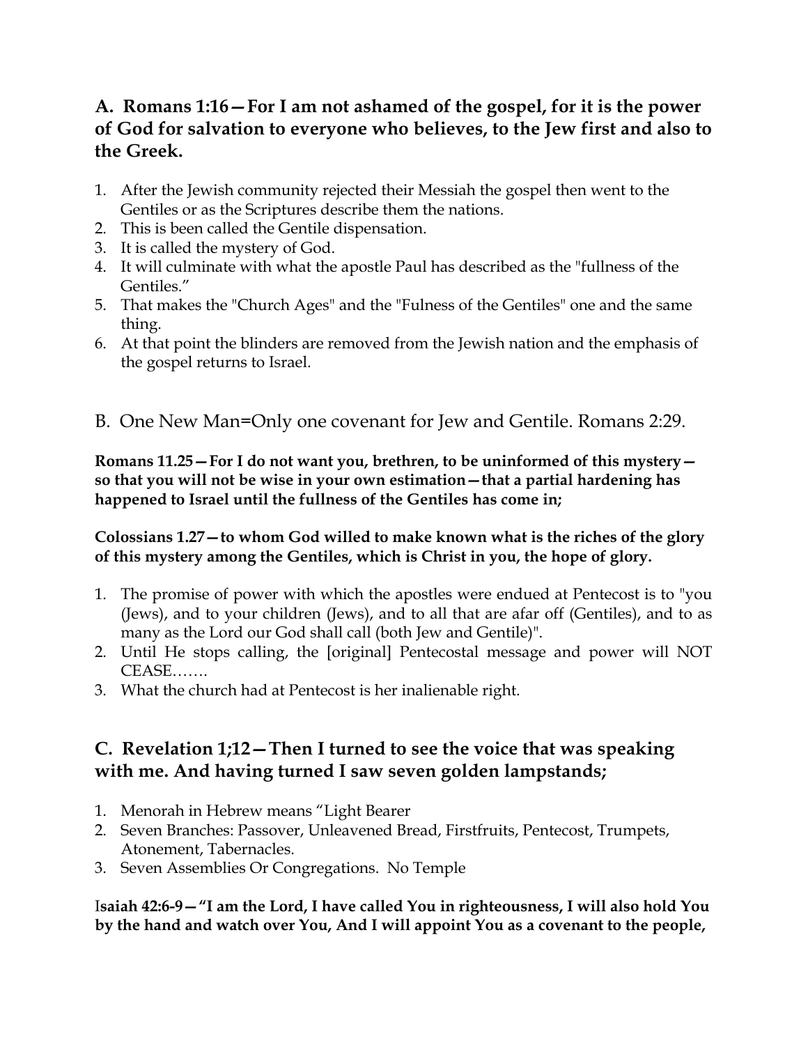## A. Romans 1:16—For I am not ashamed of the gospel, for it is the power of God for salvation to everyone who believes, to the Jew first and also to the Greek.

1. After the Jewish community rejected their Messiah the gospel then went to the Gentiles or as the Scriptures describe them the nations.
2. This is been called the Gentile dispensation.
3. It is called the mystery of God.
4. It will culminate with what the apostle Paul has described as the "fullness of the Gentiles."
5. That makes the "Church Ages" and the "Fulness of the Gentiles" one and the same thing.
6. At that point the blinders are removed from the Jewish nation and the emphasis of the gospel returns to Israel.

## B. One New Man=Only one covenant for Jew and Gentile. Romans 2:29.

**Romans 11.25—For I do not want you, brethren, to be uninformed of this mystery—so that you will not be wise in your own estimation—that a partial hardening has happened to Israel until the fullness of the Gentiles has come in;**

**Colossians 1.27—to whom God willed to make known what is the riches of the glory of this mystery among the Gentiles, which is Christ in you, the hope of glory.**

1. The promise of power with which the apostles were endued at Pentecost is to "you (Jews), and to your children (Jews), and to all that are afar off (Gentiles), and to as many as the Lord our God shall call (both Jew and Gentile)".
2. Until He stops calling, the [original] Pentecostal message and power will NOT CEASE…….
3. What the church had at Pentecost is her inalienable right.

## C. Revelation 1;12—Then I turned to see the voice that was speaking with me. And having turned I saw seven golden lampstands;

1. Menorah in Hebrew means "Light Bearer
2. Seven Branches: Passover, Unleavened Bread, Firstfruits, Pentecost, Trumpets, Atonement, Tabernacles.
3. Seven Assemblies Or Congregations. No Temple

**Isaiah 42:6-9—"I am the Lord, I have called You in righteousness, I will also hold You by the hand and watch over You, And I will appoint You as a covenant to the people,**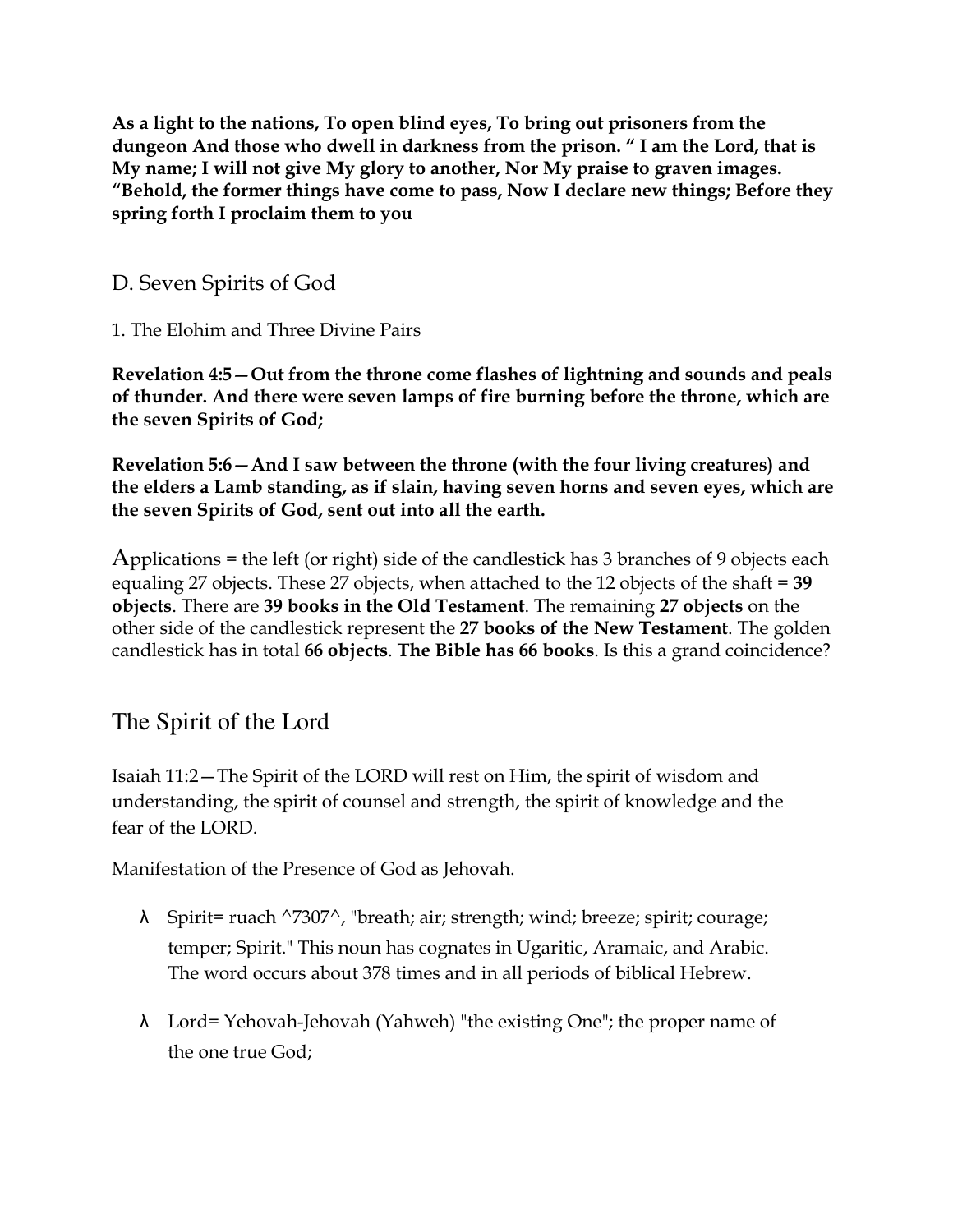**As a light to the nations, To open blind eyes, To bring out prisoners from the dungeon And those who dwell in darkness from the prison. " I am the Lord, that is My name; I will not give My glory to another, Nor My praise to graven images. "Behold, the former things have come to pass, Now I declare new things; Before they spring forth I proclaim them to you**

## D. Seven Spirits of God

1. The Elohim and Three Divine Pairs

**Revelation 4:5—Out from the throne come flashes of lightning and sounds and peals of thunder. And there were seven lamps of fire burning before the throne, which are the seven Spirits of God;**

**Revelation 5:6—And I saw between the throne (with the four living creatures) and the elders a Lamb standing, as if slain, having seven horns and seven eyes, which are the seven Spirits of God, sent out into all the earth.**

Applications = the left (or right) side of the candlestick has 3 branches of 9 objects each equaling 27 objects. These 27 objects, when attached to the 12 objects of the shaft = **39 objects**. There are **39 books in the Old Testament**. The remaining **27 objects** on the other side of the candlestick represent the **27 books of the New Testament**. The golden candlestick has in total **66 objects**. **The Bible has 66 books**. Is this a grand coincidence?

## The Spirit of the Lord

Isaiah 11:2—The Spirit of the LORD will rest on Him, the spirit of wisdom and understanding, the spirit of counsel and strength, the spirit of knowledge and the fear of the LORD.

Manifestation of the Presence of God as Jehovah.

- Spirit= ruach ^7307^, "breath; air; strength; wind; breeze; spirit; courage; temper; Spirit." This noun has cognates in Ugaritic, Aramaic, and Arabic. The word occurs about 378 times and in all periods of biblical Hebrew.
- Lord= Yehovah-Jehovah (Yahweh) "the existing One"; the proper name of the one true God;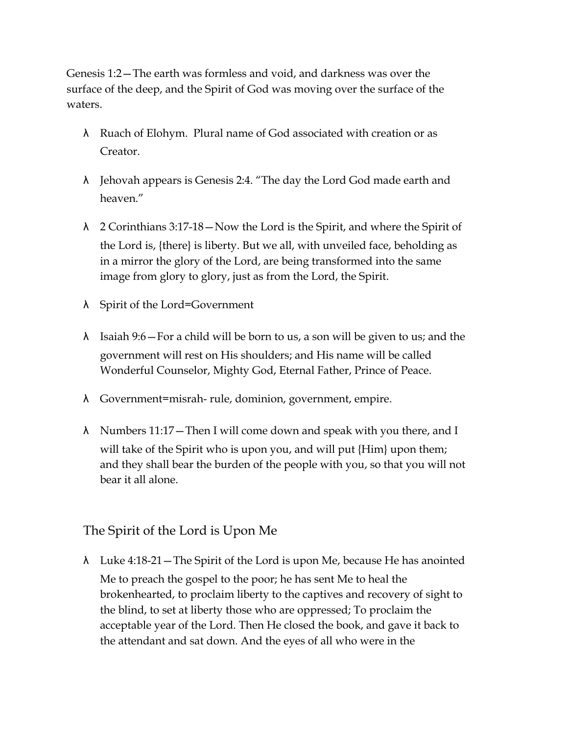Genesis 1:2—The earth was formless and void, and darkness was over the surface of the deep, and the Spirit of God was moving over the surface of the waters.

- Ruach of Elohym. Plural name of God associated with creation or as Creator.
- Jehovah appears is Genesis 2:4. "The day the Lord God made earth and heaven."
- 2 Corinthians 3:17-18—Now the Lord is the Spirit, and where the Spirit of the Lord is, {there} is liberty. But we all, with unveiled face, beholding as in a mirror the glory of the Lord, are being transformed into the same image from glory to glory, just as from the Lord, the Spirit.
- Spirit of the Lord=Government
- Isaiah 9:6—For a child will be born to us, a son will be given to us; and the government will rest on His shoulders; and His name will be called Wonderful Counselor, Mighty God, Eternal Father, Prince of Peace.
- Government=misrah- rule, dominion, government, empire.
- Numbers 11:17—Then I will come down and speak with you there, and I will take of the Spirit who is upon you, and will put {Him} upon them; and they shall bear the burden of the people with you, so that you will not bear it all alone.

## The Spirit of the Lord is Upon Me

- Luke 4:18-21—The Spirit of the Lord is upon Me, because He has anointed Me to preach the gospel to the poor; he has sent Me to heal the brokenhearted, to proclaim liberty to the captives and recovery of sight to the blind, to set at liberty those who are oppressed; To proclaim the acceptable year of the Lord. Then He closed the book, and gave it back to the attendant and sat down. And the eyes of all who were in the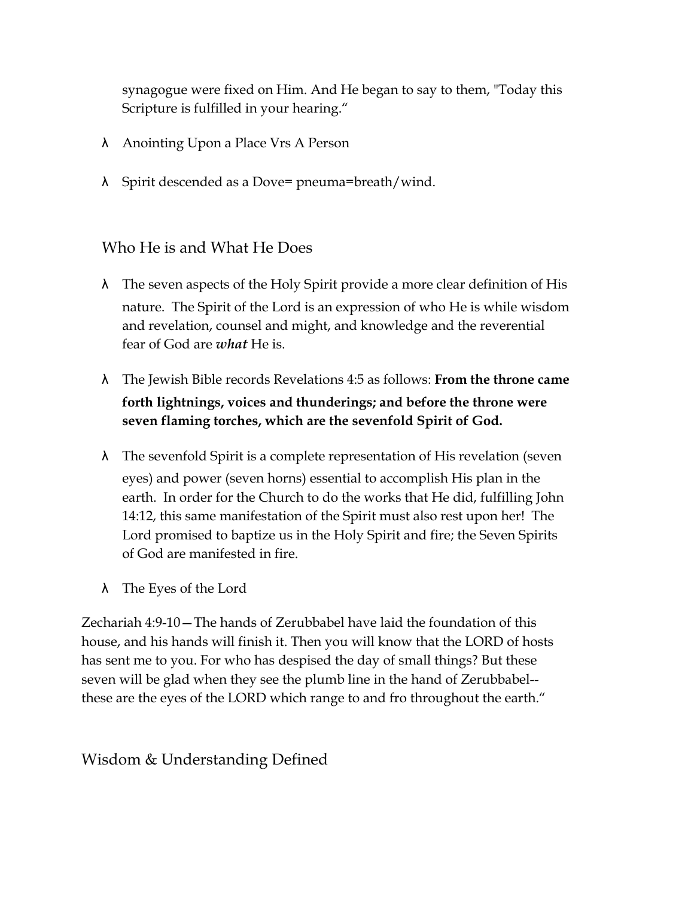synagogue were fixed on Him. And He began to say to them, "Today this Scripture is fulfilled in your hearing."

- Anointing Upon a Place Vrs A Person
- Spirit descended as a Dove= pneuma=breath/wind.

## Who He is and What He Does

- The seven aspects of the Holy Spirit provide a more clear definition of His nature. The Spirit of the Lord is an expression of who He is while wisdom and revelation, counsel and might, and knowledge and the reverential fear of God are ***what*** He is.
- The Jewish Bible records Revelations 4:5 as follows: **From the throne came forth lightnings, voices and thunderings; and before the throne were seven flaming torches, which are the sevenfold Spirit of God.**
- The sevenfold Spirit is a complete representation of His revelation (seven eyes) and power (seven horns) essential to accomplish His plan in the earth. In order for the Church to do the works that He did, fulfilling John 14:12, this same manifestation of the Spirit must also rest upon her! The Lord promised to baptize us in the Holy Spirit and fire; the Seven Spirits of God are manifested in fire.
- The Eyes of the Lord

Zechariah 4:9-10—The hands of Zerubbabel have laid the foundation of this house, and his hands will finish it. Then you will know that the LORD of hosts has sent me to you. For who has despised the day of small things? But these seven will be glad when they see the plumb line in the hand of Zerubbabel--these are the eyes of the LORD which range to and fro throughout the earth."

## Wisdom & Understanding Defined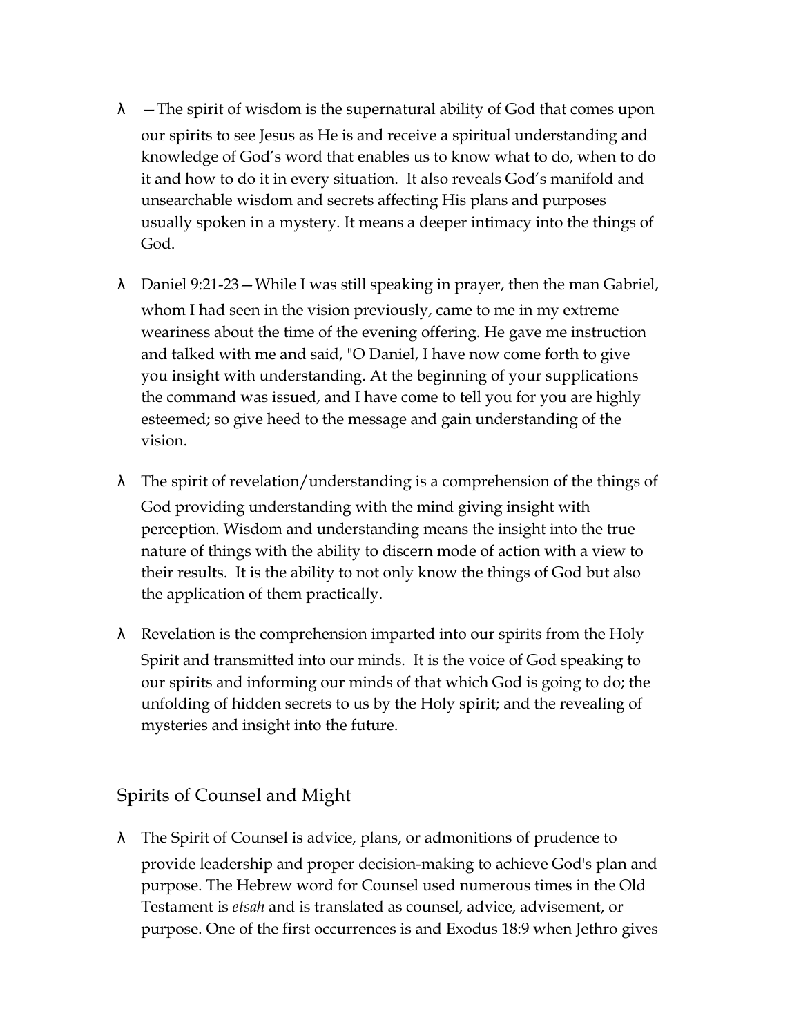- —The spirit of wisdom is the supernatural ability of God that comes upon our spirits to see Jesus as He is and receive a spiritual understanding and knowledge of God's word that enables us to know what to do, when to do it and how to do it in every situation. It also reveals God's manifold and unsearchable wisdom and secrets affecting His plans and purposes usually spoken in a mystery. It means a deeper intimacy into the things of God.

- Daniel 9:21-23—While I was still speaking in prayer, then the man Gabriel, whom I had seen in the vision previously, came to me in my extreme weariness about the time of the evening offering. He gave me instruction and talked with me and said, "O Daniel, I have now come forth to give you insight with understanding. At the beginning of your supplications the command was issued, and I have come to tell you for you are highly esteemed; so give heed to the message and gain understanding of the vision.

- The spirit of revelation/understanding is a comprehension of the things of God providing understanding with the mind giving insight with perception. Wisdom and understanding means the insight into the true nature of things with the ability to discern mode of action with a view to their results. It is the ability to not only know the things of God but also the application of them practically.

- Revelation is the comprehension imparted into our spirits from the Holy Spirit and transmitted into our minds. It is the voice of God speaking to our spirits and informing our minds of that which God is going to do; the unfolding of hidden secrets to us by the Holy spirit; and the revealing of mysteries and insight into the future.

## Spirits of Counsel and Might

- The Spirit of Counsel is advice, plans, or admonitions of prudence to provide leadership and proper decision-making to achieve God's plan and purpose. The Hebrew word for Counsel used numerous times in the Old Testament is *etsah* and is translated as counsel, advice, advisement, or purpose. One of the first occurrences is and Exodus 18:9 when Jethro gives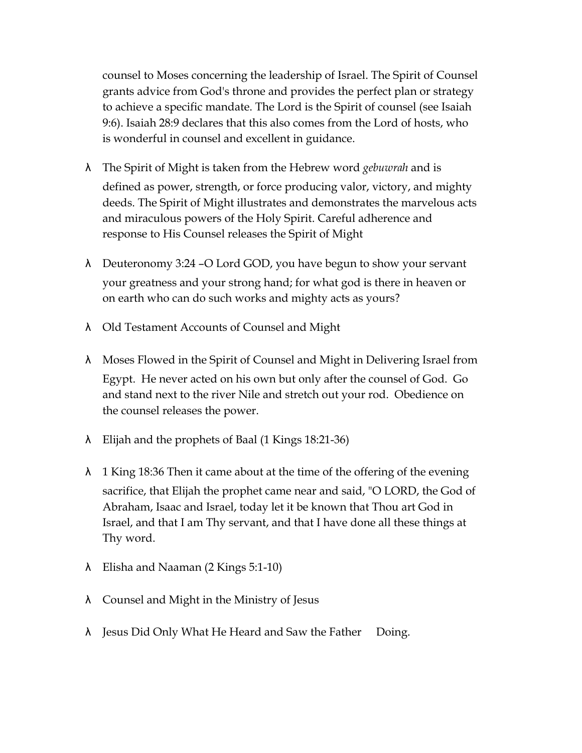counsel to Moses concerning the leadership of Israel. The Spirit of Counsel grants advice from God's throne and provides the perfect plan or strategy to achieve a specific mandate. The Lord is the Spirit of counsel (see Isaiah 9:6). Isaiah 28:9 declares that this also comes from the Lord of hosts, who is wonderful in counsel and excellent in guidance.

- The Spirit of Might is taken from the Hebrew word *gebuwrah* and is defined as power, strength, or force producing valor, victory, and mighty deeds. The Spirit of Might illustrates and demonstrates the marvelous acts and miraculous powers of the Holy Spirit. Careful adherence and response to His Counsel releases the Spirit of Might

- Deuteronomy 3:24 –O Lord GOD, you have begun to show your servant your greatness and your strong hand; for what god is there in heaven or on earth who can do such works and mighty acts as yours?

- Old Testament Accounts of Counsel and Might

- Moses Flowed in the Spirit of Counsel and Might in Delivering Israel from Egypt. He never acted on his own but only after the counsel of God. Go and stand next to the river Nile and stretch out your rod. Obedience on the counsel releases the power.

- Elijah and the prophets of Baal (1 Kings 18:21-36)

- 1 King 18:36 Then it came about at the time of the offering of the evening sacrifice, that Elijah the prophet came near and said, "O LORD, the God of Abraham, Isaac and Israel, today let it be known that Thou art God in Israel, and that I am Thy servant, and that I have done all these things at Thy word.

- Elisha and Naaman (2 Kings 5:1-10)

- Counsel and Might in the Ministry of Jesus

- Jesus Did Only What He Heard and Saw the Father Doing.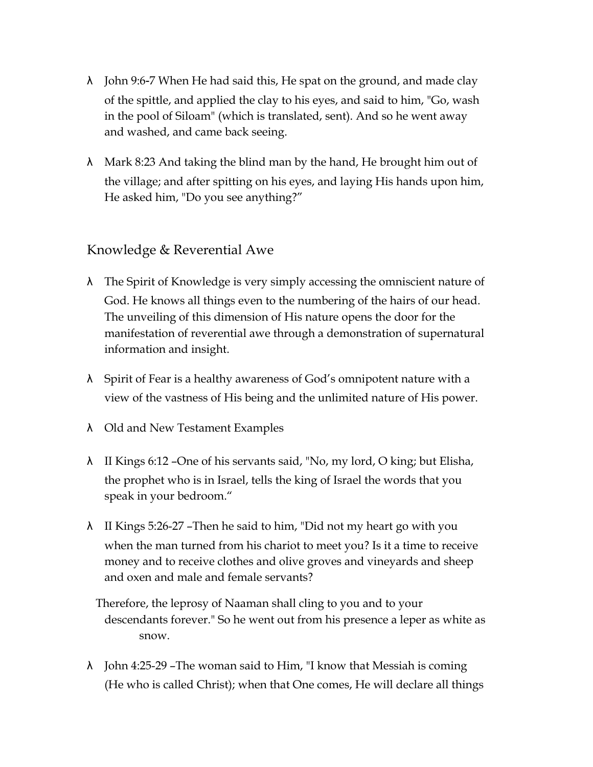- John 9:6-7 When He had said this, He spat on the ground, and made clay of the spittle, and applied the clay to his eyes, and said to him, "Go, wash in the pool of Siloam" (which is translated, sent). And so he went away and washed, and came back seeing.
- Mark 8:23 And taking the blind man by the hand, He brought him out of the village; and after spitting on his eyes, and laying His hands upon him, He asked him, "Do you see anything?"

## Knowledge & Reverential Awe

- The Spirit of Knowledge is very simply accessing the omniscient nature of God. He knows all things even to the numbering of the hairs of our head. The unveiling of this dimension of His nature opens the door for the manifestation of reverential awe through a demonstration of supernatural information and insight.
- Spirit of Fear is a healthy awareness of God's omnipotent nature with a view of the vastness of His being and the unlimited nature of His power.
- Old and New Testament Examples
- II Kings 6:12 –One of his servants said, "No, my lord, O king; but Elisha, the prophet who is in Israel, tells the king of Israel the words that you speak in your bedroom."
- II Kings 5:26-27 –Then he said to him, "Did not my heart go with you when the man turned from his chariot to meet you? Is it a time to receive money and to receive clothes and olive groves and vineyards and sheep and oxen and male and female servants?

  Therefore, the leprosy of Naaman shall cling to you and to your descendants forever." So he went out from his presence a leper as white as snow.
- John 4:25-29 –The woman said to Him, "I know that Messiah is coming (He who is called Christ); when that One comes, He will declare all things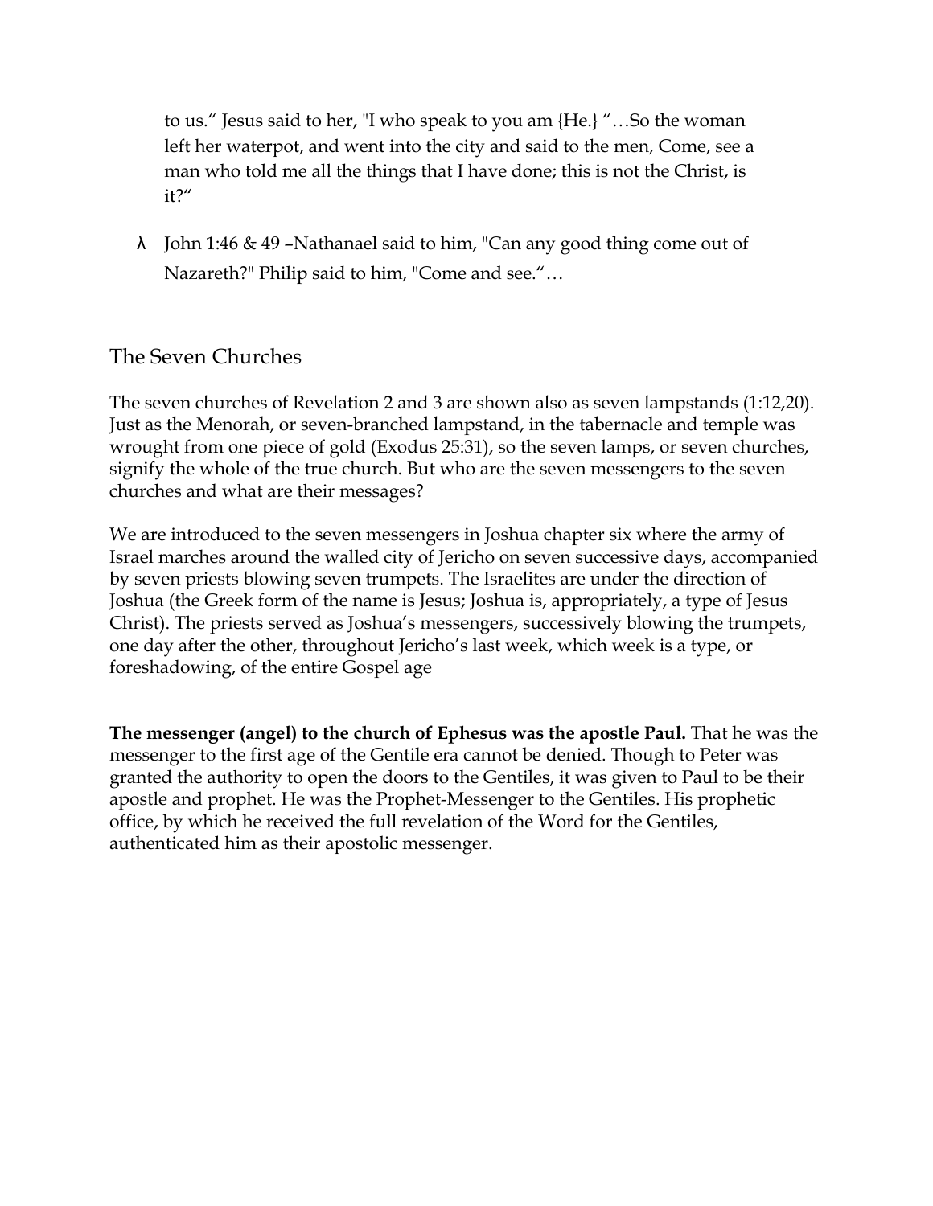to us." Jesus said to her, "I who speak to you am {He.} "…So the woman left her waterpot, and went into the city and said to the men, Come, see a man who told me all the things that I have done; this is not the Christ, is it?"

- John 1:46 & 49 –Nathanael said to him, "Can any good thing come out of Nazareth?" Philip said to him, "Come and see."…

## The Seven Churches

The seven churches of Revelation 2 and 3 are shown also as seven lampstands (1:12,20). Just as the Menorah, or seven-branched lampstand, in the tabernacle and temple was wrought from one piece of gold (Exodus 25:31), so the seven lamps, or seven churches, signify the whole of the true church. But who are the seven messengers to the seven churches and what are their messages?

We are introduced to the seven messengers in Joshua chapter six where the army of Israel marches around the walled city of Jericho on seven successive days, accompanied by seven priests blowing seven trumpets. The Israelites are under the direction of Joshua (the Greek form of the name is Jesus; Joshua is, appropriately, a type of Jesus Christ). The priests served as Joshua's messengers, successively blowing the trumpets, one day after the other, throughout Jericho's last week, which week is a type, or foreshadowing, of the entire Gospel age

**The messenger (angel) to the church of Ephesus was the apostle Paul.** That he was the messenger to the first age of the Gentile era cannot be denied. Though to Peter was granted the authority to open the doors to the Gentiles, it was given to Paul to be their apostle and prophet. He was the Prophet-Messenger to the Gentiles. His prophetic office, by which he received the full revelation of the Word for the Gentiles, authenticated him as their apostolic messenger.